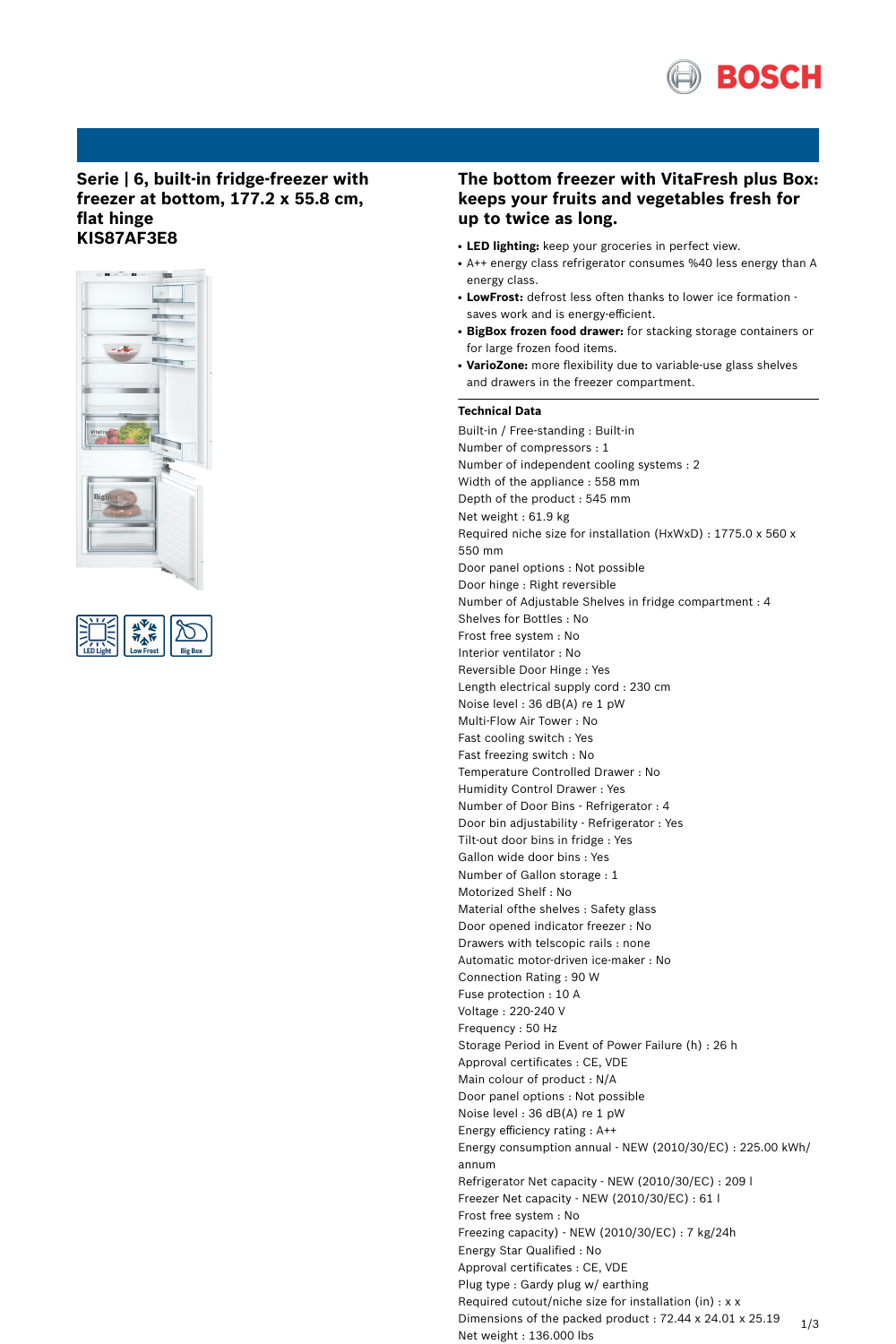# Serie | 6, built-in fridge-freezer with freezer at bottom, 177.2 x 55.8 cm, flat hinge
# KIS87AF3E8

## The bottom freezer with VitaFresh plus Box: keeps your fruits and vegetables fresh for up to twice as long.

- **LED lighting:** keep your groceries in perfect view.
- A++ energy class refrigerator consumes %40 less energy than A energy class.
- **LowFrost:** defrost less often thanks to lower ice formation - saves work and is energy-efficient.
- **BigBox frozen food drawer:** for stacking storage containers or for large frozen food items.
- **VarioZone:** more flexibility due to variable-use glass shelves and drawers in the freezer compartment.

### Technical Data

Built-in / Free-standing : Built-in
Number of compressors : 1
Number of independent cooling systems : 2
Width of the appliance : 558 mm
Depth of the product : 545 mm
Net weight : 61.9 kg
Required niche size for installation (HxWxD) : 1775.0 x 560 x 550 mm
Door panel options : Not possible
Door hinge : Right reversible
Number of Adjustable Shelves in fridge compartment : 4
Shelves for Bottles : No
Frost free system : No
Interior ventilator : No
Reversible Door Hinge : Yes
Length electrical supply cord : 230 cm
Noise level : 36 dB(A) re 1 pW
Multi-Flow Air Tower : No
Fast cooling switch : Yes
Fast freezing switch : No
Temperature Controlled Drawer : No
Humidity Control Drawer : Yes
Number of Door Bins - Refrigerator : 4
Door bin adjustability - Refrigerator : Yes
Tilt-out door bins in fridge : Yes
Gallon wide door bins : Yes
Number of Gallon storage : 1
Motorized Shelf : No
Material ofthe shelves : Safety glass
Door opened indicator freezer : No
Drawers with telscopic rails : none
Automatic motor-driven ice-maker : No
Connection Rating : 90 W
Fuse protection : 10 A
Voltage : 220-240 V
Frequency : 50 Hz
Storage Period in Event of Power Failure (h) : 26 h
Approval certificates : CE, VDE
Main colour of product : N/A
Door panel options : Not possible
Noise level : 36 dB(A) re 1 pW
Energy efficiency rating : A++
Energy consumption annual - NEW (2010/30/EC) : 225.00 kWh/annum
Refrigerator Net capacity - NEW (2010/30/EC) : 209 l
Freezer Net capacity - NEW (2010/30/EC) : 61 l
Frost free system : No
Freezing capacity) - NEW (2010/30/EC) : 7 kg/24h
Energy Star Qualified : No
Approval certificates : CE, VDE
Plug type : Gardy plug w/ earthing
Required cutout/niche size for installation (in) : x x
Dimensions of the packed product : 72.44 x 24.01 x 25.19
Net weight : 136.000 lbs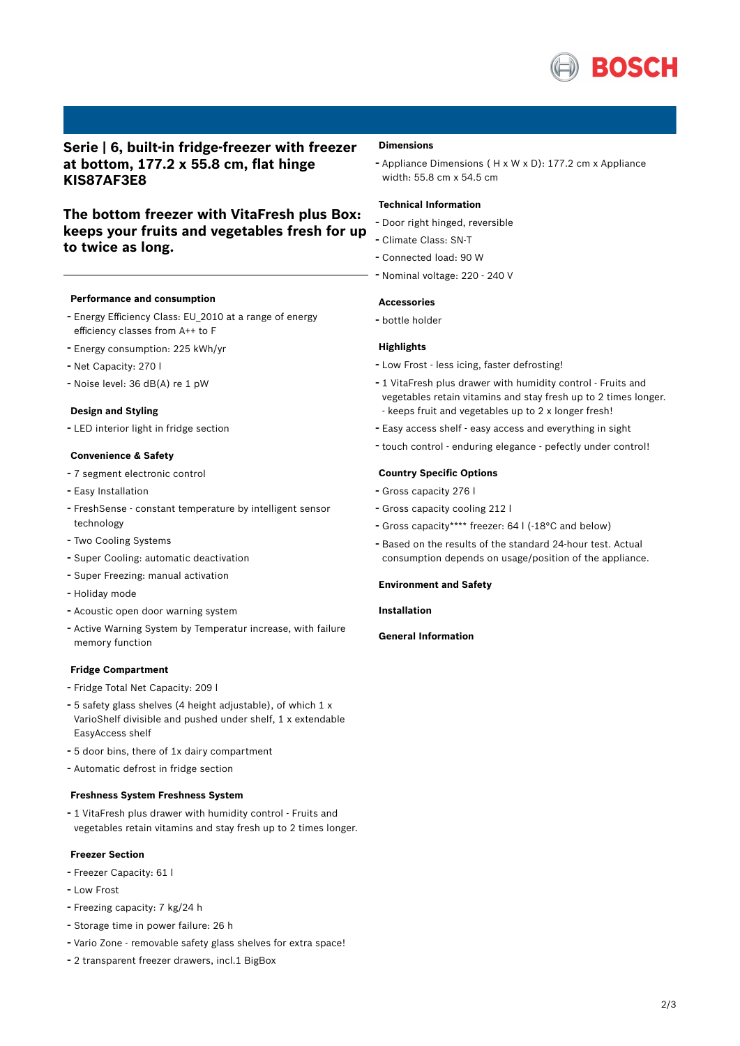# Serie | 6, built-in fridge-freezer with freezer at bottom, 177.2 x 55.8 cm, flat hinge KIS87AF3E8

## The bottom freezer with VitaFresh plus Box: keeps your fruits and vegetables fresh for up to twice as long.

### Performance and consumption

- Energy Efficiency Class: EU_2010 at a range of energy efficiency classes from A++ to F
- Energy consumption: 225 kWh/yr
- Net Capacity: 270 l
- Noise level: 36 dB(A) re 1 pW

### Design and Styling

- LED interior light in fridge section

### Convenience & Safety

- 7 segment electronic control
- Easy Installation
- FreshSense - constant temperature by intelligent sensor technology
- Two Cooling Systems
- Super Cooling: automatic deactivation
- Super Freezing: manual activation
- Holiday mode
- Acoustic open door warning system
- Active Warning System by Temperatur increase, with failure memory function

### Fridge Compartment

- Fridge Total Net Capacity: 209 l
- 5 safety glass shelves (4 height adjustable), of which 1 x VarioShelf divisible and pushed under shelf, 1 x extendable EasyAccess shelf
- 5 door bins, there of 1x dairy compartment
- Automatic defrost in fridge section

### Freshness System Freshness System

- 1 VitaFresh plus drawer with humidity control - Fruits and vegetables retain vitamins and stay fresh up to 2 times longer.

### Freezer Section

- Freezer Capacity: 61 l
- Low Frost
- Freezing capacity: 7 kg/24 h
- Storage time in power failure: 26 h
- Vario Zone - removable safety glass shelves for extra space!
- 2 transparent freezer drawers, incl.1 BigBox

### Dimensions

- Appliance Dimensions ( H x W x D): 177.2 cm x Appliance width: 55.8 cm x 54.5 cm

### Technical Information

- Door right hinged, reversible
- Climate Class: SN-T
- Connected load: 90 W
- Nominal voltage: 220 - 240 V

### Accessories

- bottle holder

### Highlights

- Low Frost - less icing, faster defrosting!
- 1 VitaFresh plus drawer with humidity control - Fruits and vegetables retain vitamins and stay fresh up to 2 times longer. - keeps fruit and vegetables up to 2 x longer fresh!
- Easy access shelf - easy access and everything in sight
- touch control - enduring elegance - pefectly under control!

### Country Specific Options

- Gross capacity 276 l
- Gross capacity cooling 212 l
- Gross capacity**** freezer: 64 l (-18°C and below)
- Based on the results of the standard 24-hour test. Actual consumption depends on usage/position of the appliance.

### Environment and Safety

### Installation

### General Information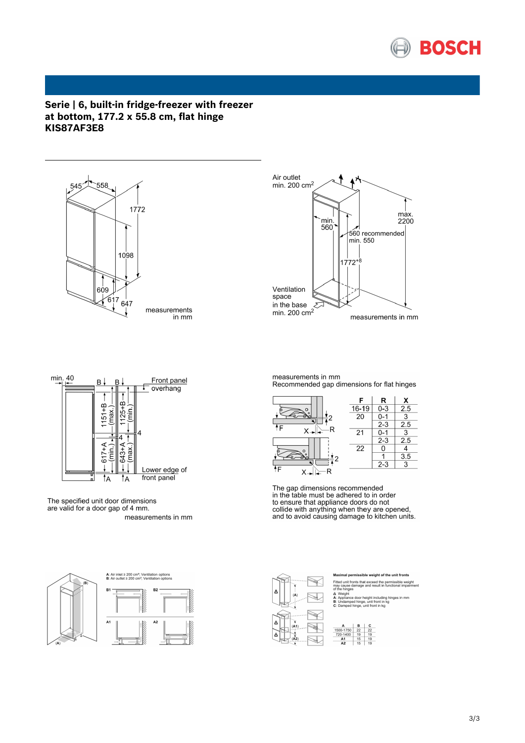## Serie | 6, built-in fridge-freezer with freezer at bottom, 177.2 x 55.8 cm, flat hinge
## KIS87AF3E8

545
558
1772
1098
609
617
647
measurements in mm

Air outlet min. 200 cm²
min. 560
560 recommended min. 550
max. 2200
1772+8
Ventilation space in the base min. 200 cm²
measurements in mm

min. 40
B
B
Front panel overhang
1151+B (max.)
1125+B (min.)
4
4
617+A (min.)
643+A (max.)
A
A
Lower edge of front panel

The specified unit door dimensions are valid for a door gap of 4 mm.
measurements in mm

measurements in mm
Recommended gap dimensions for flat hinges

| F | R | X |
|---|---|---|
| 16-19 | 0-3 | 2.5 |
| 20 | 0-1 | 3 |
| | 2-3 | 2.5 |
| 21 | 0-1 | 3 |
| | 2-3 | 2.5 |
| 22 | 0 | 4 |
| | 1 | 3.5 |
| | 2-3 | 3 |

The gap dimensions recommended in the table must be adhered to in order to ensure that appliance doors do not collide with anything when they are opened, and to avoid causing damage to kitchen units.

A: Air inlet ≥ 200 cm²; Ventilation options
B: Air outlet ≥ 200 cm²; Ventilation options
(B)
(A)
B1
B2
A1
A2

**Maximal permissible weight of the unit fronts**

Fitted unit fronts that exceed the permissible weight may cause damage and result in functional impairment of the hinges
Weight
A: Appliance door height including hinges in mm
B: Undamped hinge, unit front in kg
C: Damped hinge, unit front in kg

| A | B | C |
|---|---|---|
| 1500-1750 | 22 | 22 |
| 720-1400 | 19 | 19 |
| A1 | 15 | 19 |
| A2 | 15 | 19 |